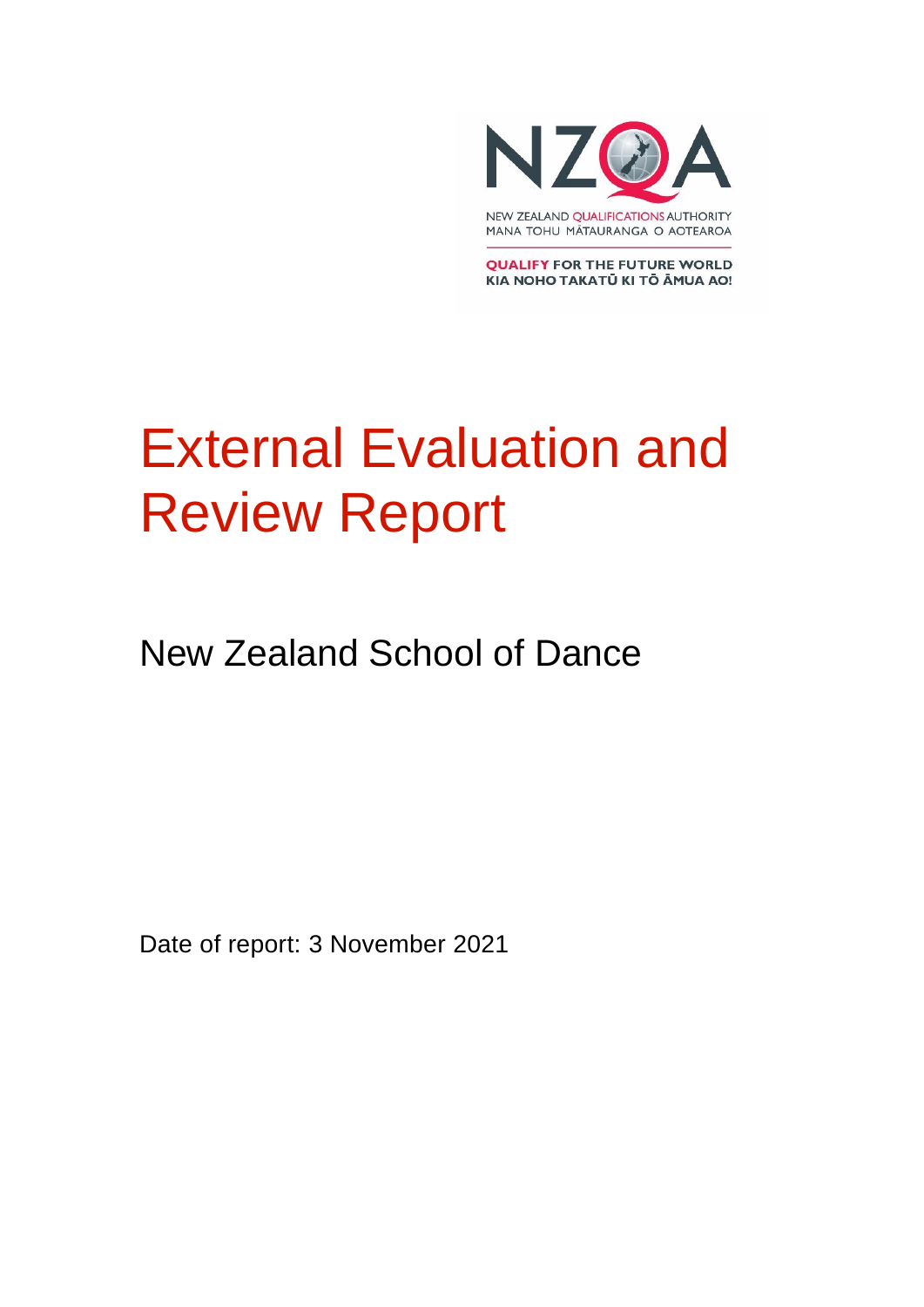NEW ZEALAND QUALIFICATIONS AUTHORITY
MANA TOHU MĀTAURANGA O AOTEAROA

QUALIFY FOR THE FUTURE WORLD
KIA NOHO TAKATŪ KI TŌ ĀMUA AO!

# External Evaluation and Review Report

## New Zealand School of Dance

Date of report: 3 November 2021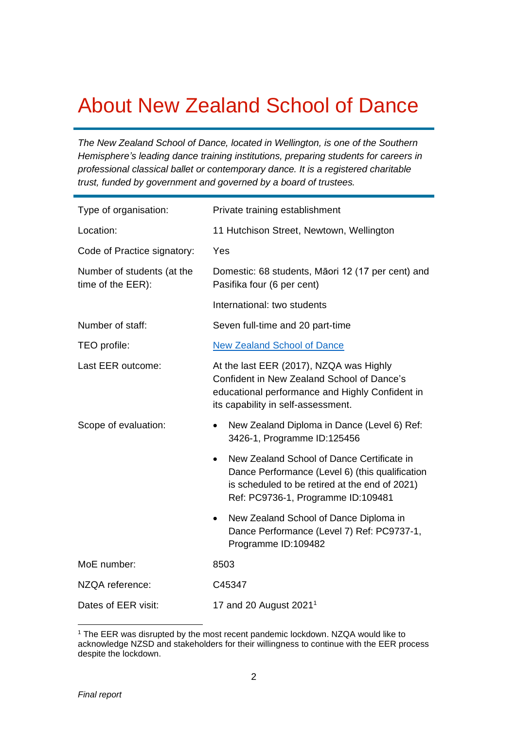# About New Zealand School of Dance

*The New Zealand School of Dance, located in Wellington, is one of the Southern Hemisphere's leading dance training institutions, preparing students for careers in professional classical ballet or contemporary dance. It is a registered charitable trust, funded by government and governed by a board of trustees.*

| | |
|---|---|
| Type of organisation: | Private training establishment |
| Location: | 11 Hutchison Street, Newtown, Wellington |
| Code of Practice signatory: | Yes |
| Number of students (at the time of the EER): | Domestic: 68 students, Māori 12 (17 per cent) and Pasifika four (6 per cent)<br><br>International: two students |
| Number of staff: | Seven full-time and 20 part-time |
| TEO profile: | [New Zealand School of Dance]() |
| Last EER outcome: | At the last EER (2017), NZQA was Highly Confident in New Zealand School of Dance's educational performance and Highly Confident in its capability in self-assessment. |
| Scope of evaluation: | • New Zealand Diploma in Dance (Level 6) Ref: 3426-1, Programme ID:125456<br><br>• New Zealand School of Dance Certificate in Dance Performance (Level 6) (this qualification is scheduled to be retired at the end of 2021) Ref: PC9736-1, Programme ID:109481<br><br>• New Zealand School of Dance Diploma in Dance Performance (Level 7) Ref: PC9737-1, Programme ID:109482 |
| MoE number: | 8503 |
| NZQA reference: | C45347 |
| Dates of EER visit: | 17 and 20 August 2021[1] |

[1] The EER was disrupted by the most recent pandemic lockdown. NZQA would like to acknowledge NZSD and stakeholders for their willingness to continue with the EER process despite the lockdown.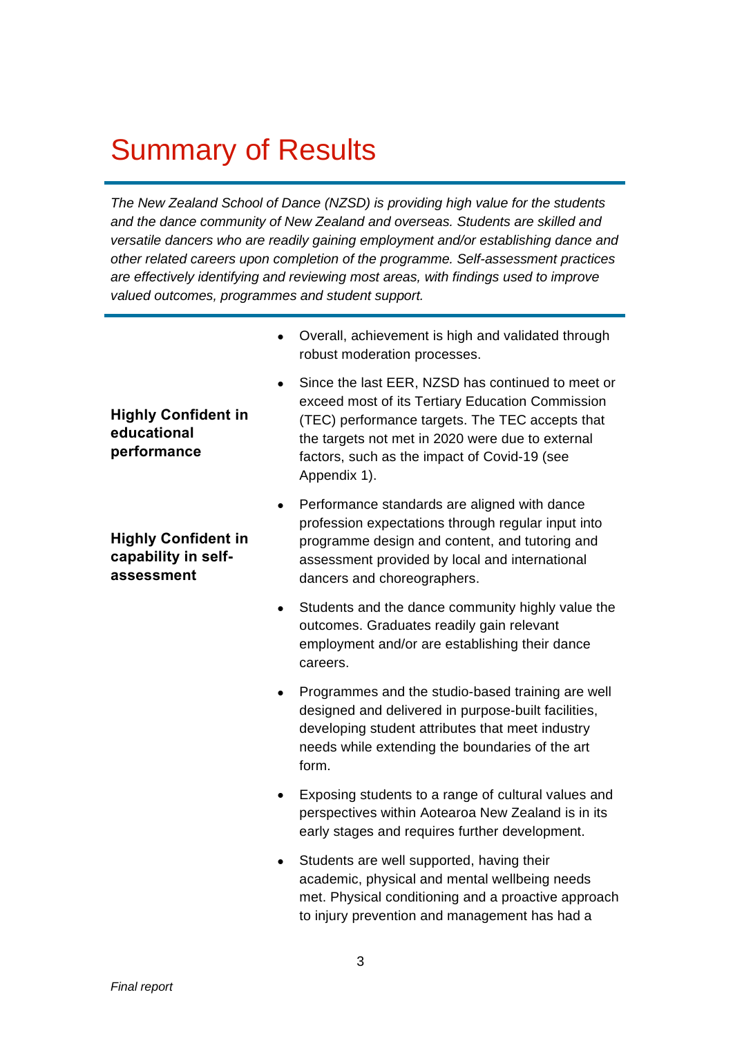# Summary of Results

*The New Zealand School of Dance (NZSD) is providing high value for the students and the dance community of New Zealand and overseas. Students are skilled and versatile dancers who are readily gaining employment and/or establishing dance and other related careers upon completion of the programme. Self-assessment practices are effectively identifying and reviewing most areas, with findings used to improve valued outcomes, programmes and student support.*

**Highly Confident in educational performance**

**Highly Confident in capability in self-assessment**

- Overall, achievement is high and validated through robust moderation processes.
- Since the last EER, NZSD has continued to meet or exceed most of its Tertiary Education Commission (TEC) performance targets. The TEC accepts that the targets not met in 2020 were due to external factors, such as the impact of Covid-19 (see Appendix 1).
- Performance standards are aligned with dance profession expectations through regular input into programme design and content, and tutoring and assessment provided by local and international dancers and choreographers.
- Students and the dance community highly value the outcomes. Graduates readily gain relevant employment and/or are establishing their dance careers.
- Programmes and the studio-based training are well designed and delivered in purpose-built facilities, developing student attributes that meet industry needs while extending the boundaries of the art form.
- Exposing students to a range of cultural values and perspectives within Aotearoa New Zealand is in its early stages and requires further development.
- Students are well supported, having their academic, physical and mental wellbeing needs met. Physical conditioning and a proactive approach to injury prevention and management has had a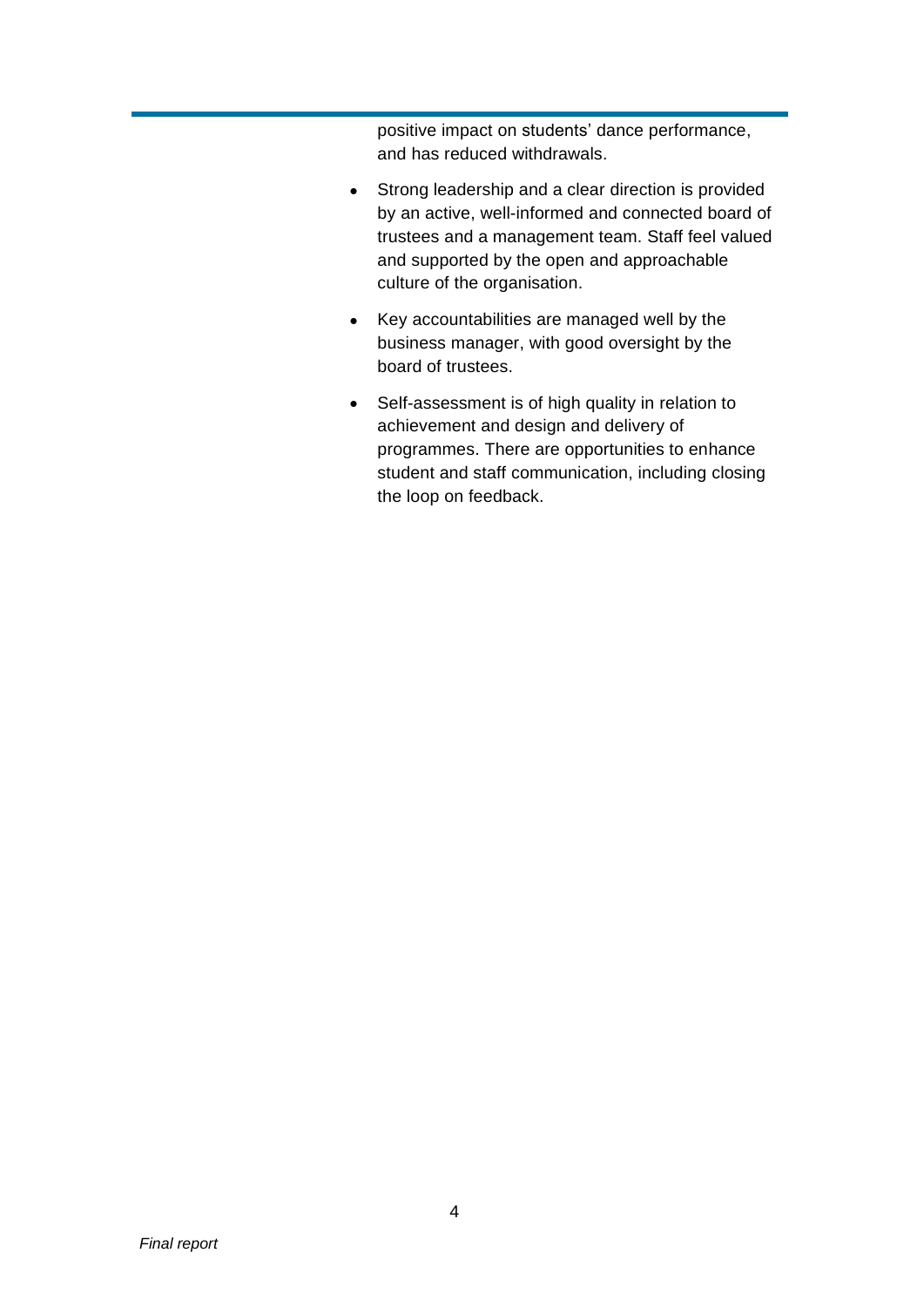positive impact on students' dance performance, and has reduced withdrawals.

- Strong leadership and a clear direction is provided by an active, well-informed and connected board of trustees and a management team. Staff feel valued and supported by the open and approachable culture of the organisation.
- Key accountabilities are managed well by the business manager, with good oversight by the board of trustees.
- Self-assessment is of high quality in relation to achievement and design and delivery of programmes. There are opportunities to enhance student and staff communication, including closing the loop on feedback.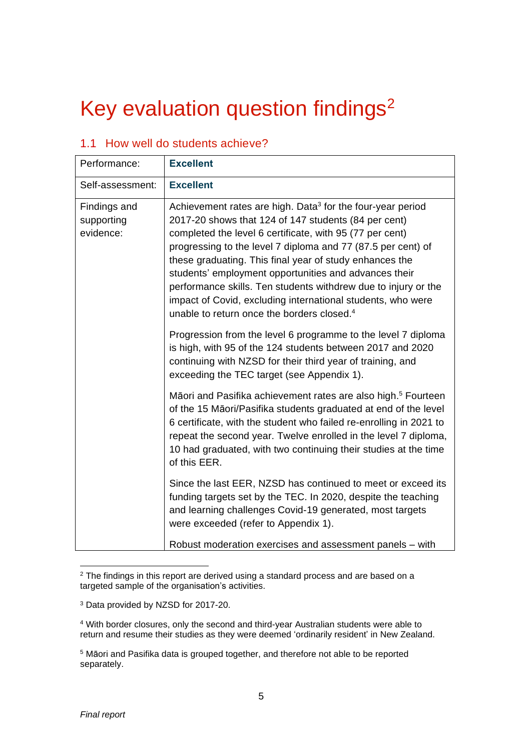# Key evaluation question findings[2]

## 1.1 How well do students achieve?

| Performance: | **Excellent** |
|---|---|
| Self-assessment: | **Excellent** |
| Findings and supporting evidence: | Achievement rates are high. Data[3] for the four-year period 2017-20 shows that 124 of 147 students (84 per cent) completed the level 6 certificate, with 95 (77 per cent) progressing to the level 7 diploma and 77 (87.5 per cent) of these graduating. This final year of study enhances the students' employment opportunities and advances their performance skills. Ten students withdrew due to injury or the impact of Covid, excluding international students, who were unable to return once the borders closed.[4]<br><br>Progression from the level 6 programme to the level 7 diploma is high, with 95 of the 124 students between 2017 and 2020 continuing with NZSD for their third year of training, and exceeding the TEC target (see Appendix 1).<br><br>Māori and Pasifika achievement rates are also high.[5] Fourteen of the 15 Māori/Pasifika students graduated at end of the level 6 certificate, with the student who failed re-enrolling in 2021 to repeat the second year. Twelve enrolled in the level 7 diploma, 10 had graduated, with two continuing their studies at the time of this EER.<br><br>Since the last EER, NZSD has continued to meet or exceed its funding targets set by the TEC. In 2020, despite the teaching and learning challenges Covid-19 generated, most targets were exceeded (refer to Appendix 1).<br><br>Robust moderation exercises and assessment panels – with |

[2] The findings in this report are derived using a standard process and are based on a targeted sample of the organisation's activities.

[3] Data provided by NZSD for 2017-20.

[4] With border closures, only the second and third-year Australian students were able to return and resume their studies as they were deemed 'ordinarily resident' in New Zealand.

[5] Māori and Pasifika data is grouped together, and therefore not able to be reported separately.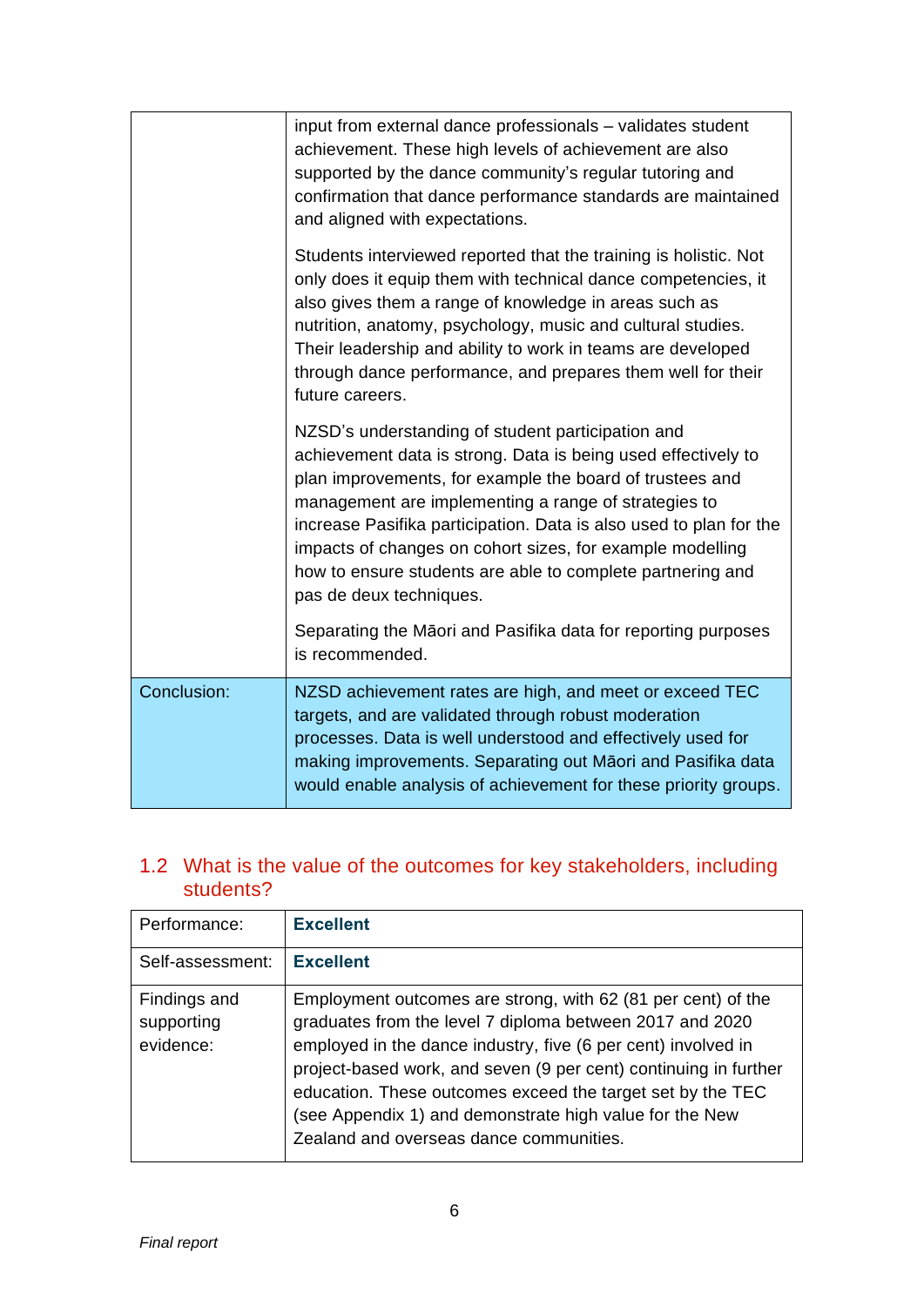| | |
|---|---|
| | input from external dance professionals – validates student achievement. These high levels of achievement are also supported by the dance community's regular tutoring and confirmation that dance performance standards are maintained and aligned with expectations.<br><br>Students interviewed reported that the training is holistic. Not only does it equip them with technical dance competencies, it also gives them a range of knowledge in areas such as nutrition, anatomy, psychology, music and cultural studies. Their leadership and ability to work in teams are developed through dance performance, and prepares them well for their future careers.<br><br>NZSD's understanding of student participation and achievement data is strong. Data is being used effectively to plan improvements, for example the board of trustees and management are implementing a range of strategies to increase Pasifika participation. Data is also used to plan for the impacts of changes on cohort sizes, for example modelling how to ensure students are able to complete partnering and pas de deux techniques.<br><br>Separating the Māori and Pasifika data for reporting purposes is recommended. |
| Conclusion: | NZSD achievement rates are high, and meet or exceed TEC targets, and are validated through robust moderation processes. Data is well understood and effectively used for making improvements. Separating out Māori and Pasifika data would enable analysis of achievement for these priority groups. |

## 1.2 What is the value of the outcomes for key stakeholders, including students?

| | |
|---|---|
| Performance: | **Excellent** |
| Self-assessment: | **Excellent** |
| Findings and supporting evidence: | Employment outcomes are strong, with 62 (81 per cent) of the graduates from the level 7 diploma between 2017 and 2020 employed in the dance industry, five (6 per cent) involved in project-based work, and seven (9 per cent) continuing in further education. These outcomes exceed the target set by the TEC (see Appendix 1) and demonstrate high value for the New Zealand and overseas dance communities. |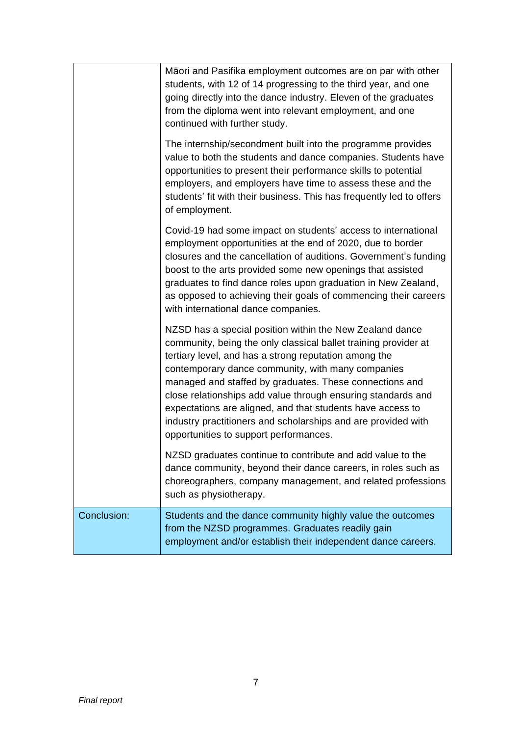| | |
|---|---|
| | Māori and Pasifika employment outcomes are on par with other students, with 12 of 14 progressing to the third year, and one going directly into the dance industry. Eleven of the graduates from the diploma went into relevant employment, and one continued with further study.<br><br>The internship/secondment built into the programme provides value to both the students and dance companies. Students have opportunities to present their performance skills to potential employers, and employers have time to assess these and the students' fit with their business. This has frequently led to offers of employment.<br><br>Covid-19 had some impact on students' access to international employment opportunities at the end of 2020, due to border closures and the cancellation of auditions. Government's funding boost to the arts provided some new openings that assisted graduates to find dance roles upon graduation in New Zealand, as opposed to achieving their goals of commencing their careers with international dance companies.<br><br>NZSD has a special position within the New Zealand dance community, being the only classical ballet training provider at tertiary level, and has a strong reputation among the contemporary dance community, with many companies managed and staffed by graduates. These connections and close relationships add value through ensuring standards and expectations are aligned, and that students have access to industry practitioners and scholarships and are provided with opportunities to support performances.<br><br>NZSD graduates continue to contribute and add value to the dance community, beyond their dance careers, in roles such as choreographers, company management, and related professions such as physiotherapy. |
| Conclusion: | Students and the dance community highly value the outcomes from the NZSD programmes. Graduates readily gain employment and/or establish their independent dance careers. |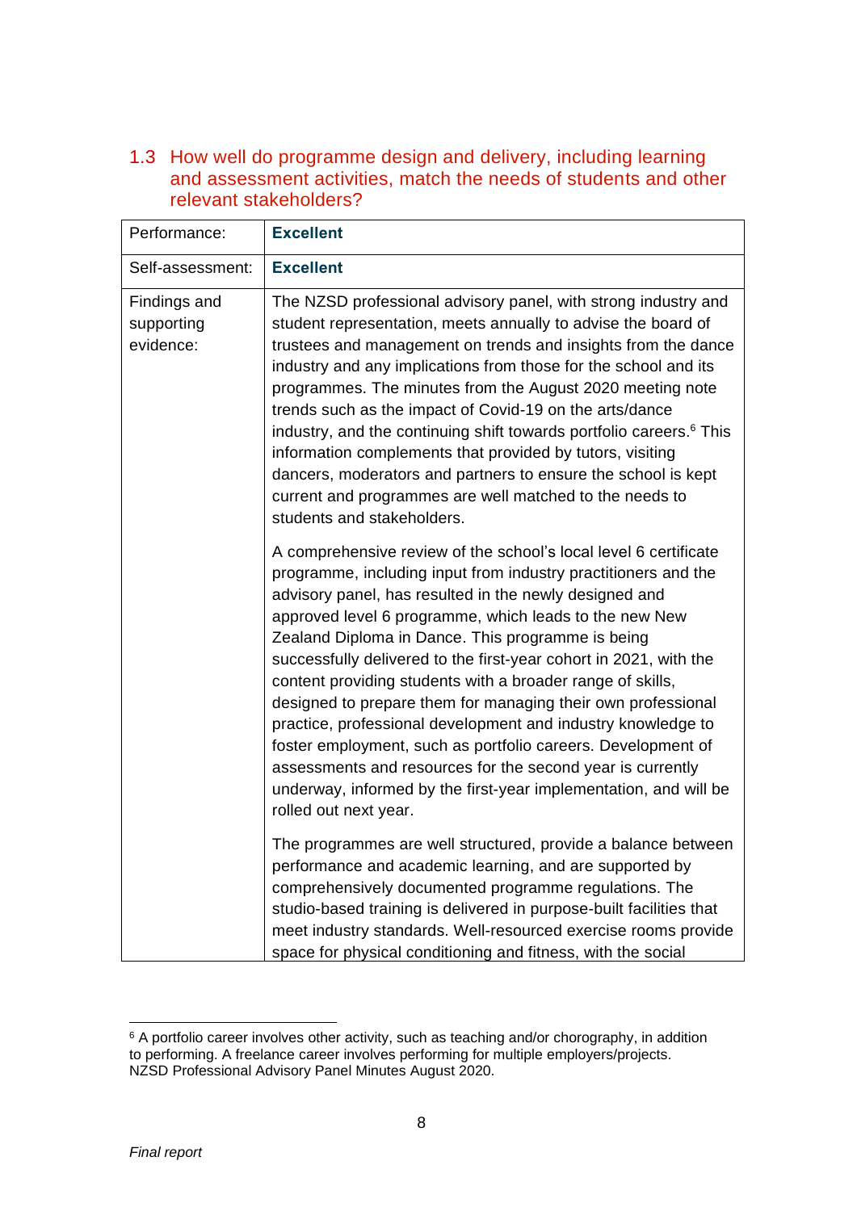### 1.3 How well do programme design and delivery, including learning and assessment activities, match the needs of students and other relevant stakeholders?

| Performance: | **Excellent** |
|---|---|
| Self-assessment: | **Excellent** |
| Findings and supporting evidence: | The NZSD professional advisory panel, with strong industry and student representation, meets annually to advise the board of trustees and management on trends and insights from the dance industry and any implications from those for the school and its programmes. The minutes from the August 2020 meeting note trends such as the impact of Covid-19 on the arts/dance industry, and the continuing shift towards portfolio careers.[6] This information complements that provided by tutors, visiting dancers, moderators and partners to ensure the school is kept current and programmes are well matched to the needs to students and stakeholders.<br><br>A comprehensive review of the school's local level 6 certificate programme, including input from industry practitioners and the advisory panel, has resulted in the newly designed and approved level 6 programme, which leads to the new New Zealand Diploma in Dance. This programme is being successfully delivered to the first-year cohort in 2021, with the content providing students with a broader range of skills, designed to prepare them for managing their own professional practice, professional development and industry knowledge to foster employment, such as portfolio careers. Development of assessments and resources for the second year is currently underway, informed by the first-year implementation, and will be rolled out next year.<br><br>The programmes are well structured, provide a balance between performance and academic learning, and are supported by comprehensively documented programme regulations. The studio-based training is delivered in purpose-built facilities that meet industry standards. Well-resourced exercise rooms provide space for physical conditioning and fitness, with the social |

[6] A portfolio career involves other activity, such as teaching and/or chorography, in addition to performing. A freelance career involves performing for multiple employers/projects. NZSD Professional Advisory Panel Minutes August 2020.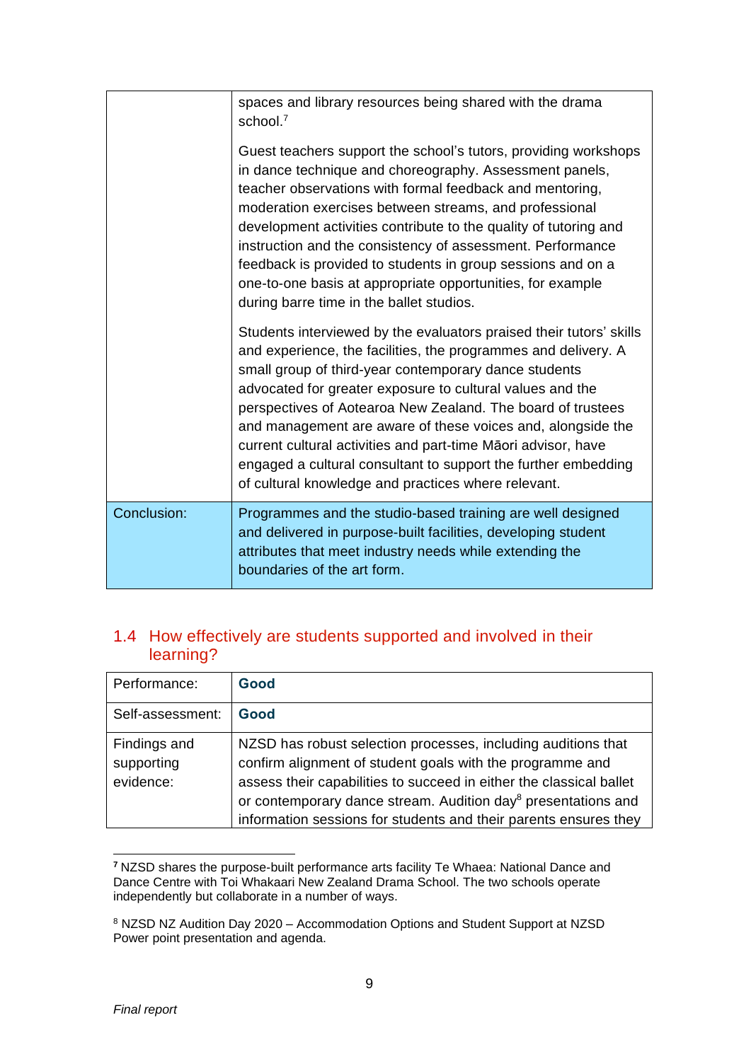| | |
|---|---|
| | spaces and library resources being shared with the drama school.[7]<br><br>Guest teachers support the school's tutors, providing workshops in dance technique and choreography. Assessment panels, teacher observations with formal feedback and mentoring, moderation exercises between streams, and professional development activities contribute to the quality of tutoring and instruction and the consistency of assessment. Performance feedback is provided to students in group sessions and on a one-to-one basis at appropriate opportunities, for example during barre time in the ballet studios.<br><br>Students interviewed by the evaluators praised their tutors' skills and experience, the facilities, the programmes and delivery. A small group of third-year contemporary dance students advocated for greater exposure to cultural values and the perspectives of Aotearoa New Zealand. The board of trustees and management are aware of these voices and, alongside the current cultural activities and part-time Māori advisor, have engaged a cultural consultant to support the further embedding of cultural knowledge and practices where relevant. |
| Conclusion: | Programmes and the studio-based training are well designed and delivered in purpose-built facilities, developing student attributes that meet industry needs while extending the boundaries of the art form. |

## 1.4 How effectively are students supported and involved in their learning?

| | |
|---|---|
| Performance: | **Good** |
| Self-assessment: | **Good** |
| Findings and supporting evidence: | NZSD has robust selection processes, including auditions that confirm alignment of student goals with the programme and assess their capabilities to succeed in either the classical ballet or contemporary dance stream. Audition day[8] presentations and information sessions for students and their parents ensures they |

[7] NZSD shares the purpose-built performance arts facility Te Whaea: National Dance and Dance Centre with Toi Whakaari New Zealand Drama School. The two schools operate independently but collaborate in a number of ways.

[8] NZSD NZ Audition Day 2020 – Accommodation Options and Student Support at NZSD Power point presentation and agenda.

*Final report*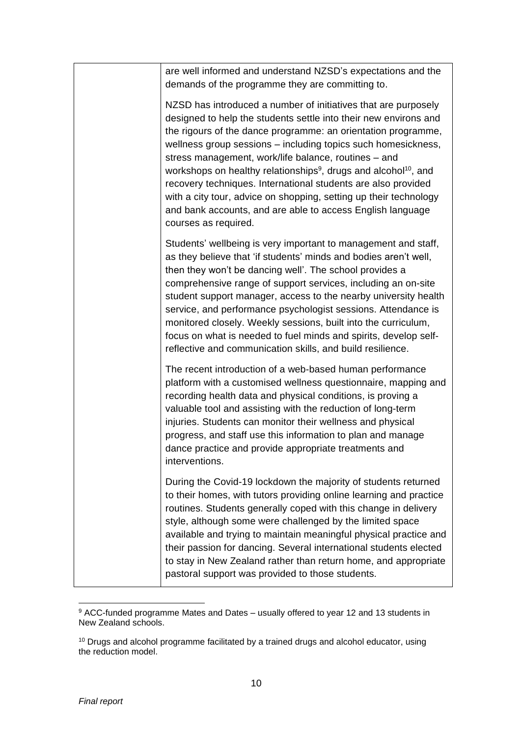| | |
|---|---|
| | are well informed and understand NZSD's expectations and the demands of the programme they are committing to.<br><br>NZSD has introduced a number of initiatives that are purposely designed to help the students settle into their new environs and the rigours of the dance programme: an orientation programme, wellness group sessions – including topics such homesickness, stress management, work/life balance, routines – and workshops on healthy relationships[9], drugs and alcohol[10], and recovery techniques. International students are also provided with a city tour, advice on shopping, setting up their technology and bank accounts, and are able to access English language courses as required.<br><br>Students' wellbeing is very important to management and staff, as they believe that 'if students' minds and bodies aren't well, then they won't be dancing well'. The school provides a comprehensive range of support services, including an on-site student support manager, access to the nearby university health service, and performance psychologist sessions. Attendance is monitored closely. Weekly sessions, built into the curriculum, focus on what is needed to fuel minds and spirits, develop self-reflective and communication skills, and build resilience.<br><br>The recent introduction of a web-based human performance platform with a customised wellness questionnaire, mapping and recording health data and physical conditions, is proving a valuable tool and assisting with the reduction of long-term injuries. Students can monitor their wellness and physical progress, and staff use this information to plan and manage dance practice and provide appropriate treatments and interventions.<br><br>During the Covid-19 lockdown the majority of students returned to their homes, with tutors providing online learning and practice routines. Students generally coped with this change in delivery style, although some were challenged by the limited space available and trying to maintain meaningful physical practice and their passion for dancing. Several international students elected to stay in New Zealand rather than return home, and appropriate pastoral support was provided to those students. |

[9] ACC-funded programme Mates and Dates – usually offered to year 12 and 13 students in New Zealand schools.

[10] Drugs and alcohol programme facilitated by a trained drugs and alcohol educator, using the reduction model.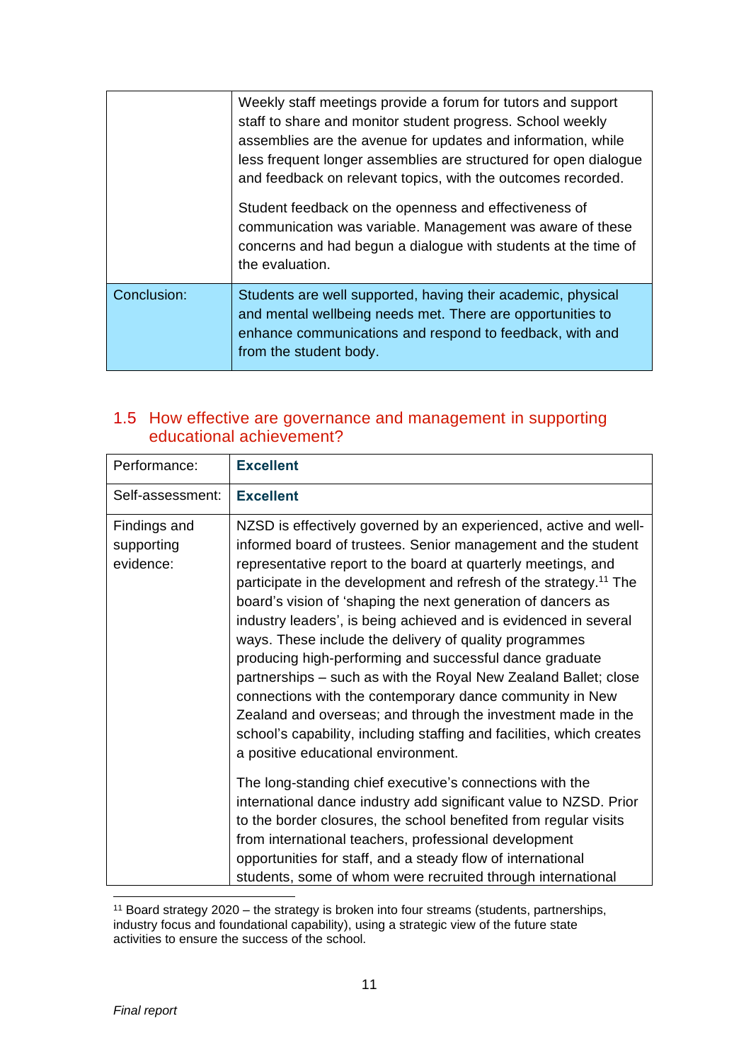| | |
|---|---|
| | Weekly staff meetings provide a forum for tutors and support staff to share and monitor student progress. School weekly assemblies are the avenue for updates and information, while less frequent longer assemblies are structured for open dialogue and feedback on relevant topics, with the outcomes recorded.<br><br>Student feedback on the openness and effectiveness of communication was variable. Management was aware of these concerns and had begun a dialogue with students at the time of the evaluation. |
| Conclusion: | Students are well supported, having their academic, physical and mental wellbeing needs met. There are opportunities to enhance communications and respond to feedback, with and from the student body. |

## 1.5 How effective are governance and management in supporting educational achievement?

| | |
|---|---|
| Performance: | **Excellent** |
| Self-assessment: | **Excellent** |
| Findings and supporting evidence: | NZSD is effectively governed by an experienced, active and well-informed board of trustees. Senior management and the student representative report to the board at quarterly meetings, and participate in the development and refresh of the strategy.[11] The board's vision of 'shaping the next generation of dancers as industry leaders', is being achieved and is evidenced in several ways. These include the delivery of quality programmes producing high-performing and successful dance graduate partnerships – such as with the Royal New Zealand Ballet; close connections with the contemporary dance community in New Zealand and overseas; and through the investment made in the school's capability, including staffing and facilities, which creates a positive educational environment.<br><br>The long-standing chief executive's connections with the international dance industry add significant value to NZSD. Prior to the border closures, the school benefited from regular visits from international teachers, professional development opportunities for staff, and a steady flow of international students, some of whom were recruited through international |

[11] Board strategy 2020 – the strategy is broken into four streams (students, partnerships, industry focus and foundational capability), using a strategic view of the future state activities to ensure the success of the school.

*Final report*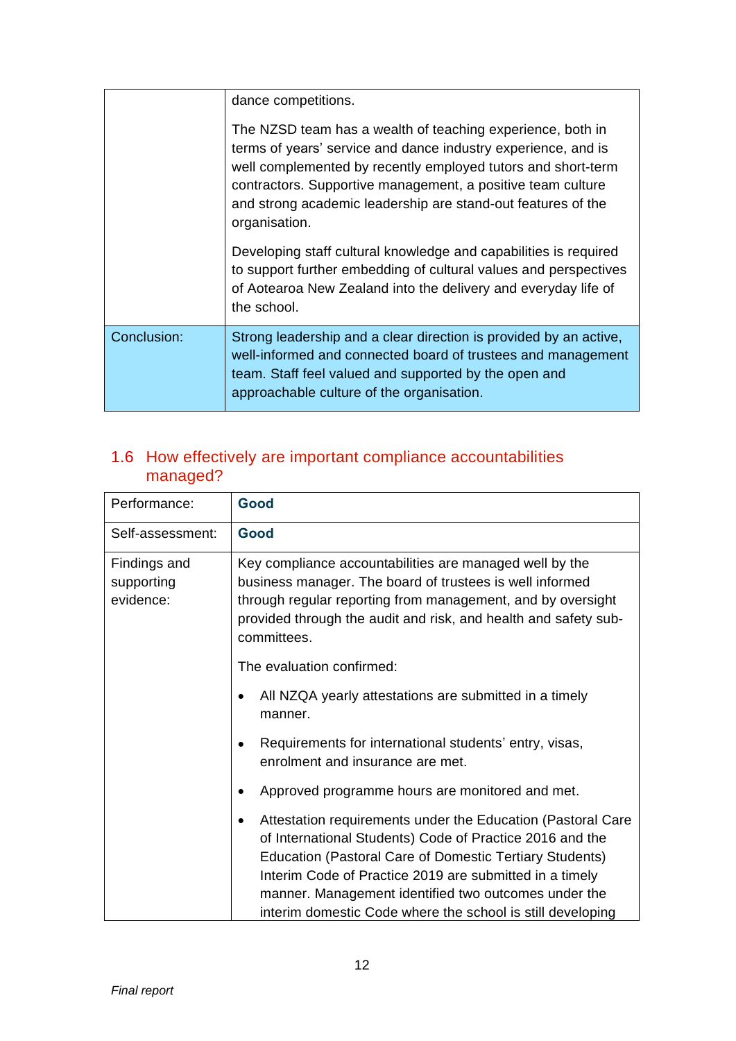| | |
|---|---|
| | dance competitions.<br><br>The NZSD team has a wealth of teaching experience, both in terms of years' service and dance industry experience, and is well complemented by recently employed tutors and short-term contractors. Supportive management, a positive team culture and strong academic leadership are stand-out features of the organisation.<br><br>Developing staff cultural knowledge and capabilities is required to support further embedding of cultural values and perspectives of Aotearoa New Zealand into the delivery and everyday life of the school. |
| Conclusion: | Strong leadership and a clear direction is provided by an active, well-informed and connected board of trustees and management team. Staff feel valued and supported by the open and approachable culture of the organisation. |

## 1.6 How effectively are important compliance accountabilities managed?

| | |
|---|---|
| Performance: | **Good** |
| Self-assessment: | **Good** |
| Findings and supporting evidence: | Key compliance accountabilities are managed well by the business manager. The board of trustees is well informed through regular reporting from management, and by oversight provided through the audit and risk, and health and safety sub-committees.<br><br>The evaluation confirmed:<br><br>• All NZQA yearly attestations are submitted in a timely manner.<br><br>• Requirements for international students' entry, visas, enrolment and insurance are met.<br><br>• Approved programme hours are monitored and met.<br><br>• Attestation requirements under the Education (Pastoral Care of International Students) Code of Practice 2016 and the Education (Pastoral Care of Domestic Tertiary Students) Interim Code of Practice 2019 are submitted in a timely manner. Management identified two outcomes under the interim domestic Code where the school is still developing |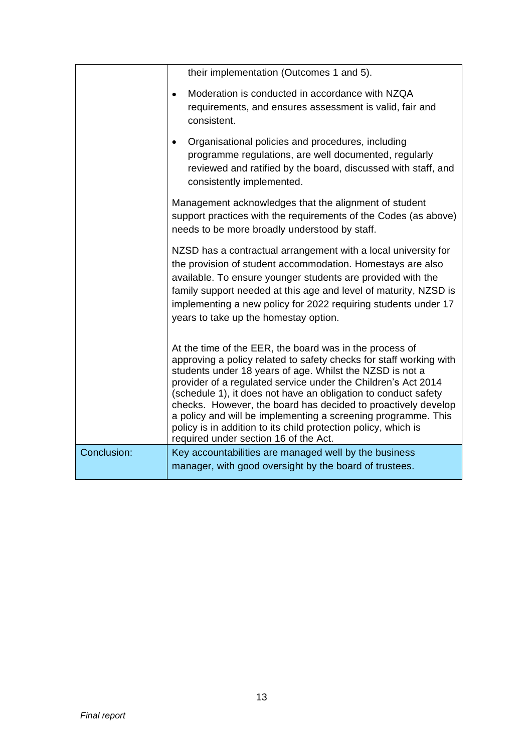| | |
|---|---|
| | their implementation (Outcomes 1 and 5).<br><br>• Moderation is conducted in accordance with NZQA requirements, and ensures assessment is valid, fair and consistent.<br><br>• Organisational policies and procedures, including programme regulations, are well documented, regularly reviewed and ratified by the board, discussed with staff, and consistently implemented.<br><br>Management acknowledges that the alignment of student support practices with the requirements of the Codes (as above) needs to be more broadly understood by staff.<br><br>NZSD has a contractual arrangement with a local university for the provision of student accommodation. Homestays are also available. To ensure younger students are provided with the family support needed at this age and level of maturity, NZSD is implementing a new policy for 2022 requiring students under 17 years to take up the homestay option.<br><br>At the time of the EER, the board was in the process of approving a policy related to safety checks for staff working with students under 18 years of age. Whilst the NZSD is not a provider of a regulated service under the Children's Act 2014 (schedule 1), it does not have an obligation to conduct safety checks. However, the board has decided to proactively develop a policy and will be implementing a screening programme. This policy is in addition to its child protection policy, which is required under section 16 of the Act. |
| Conclusion: | Key accountabilities are managed well by the business manager, with good oversight by the board of trustees. |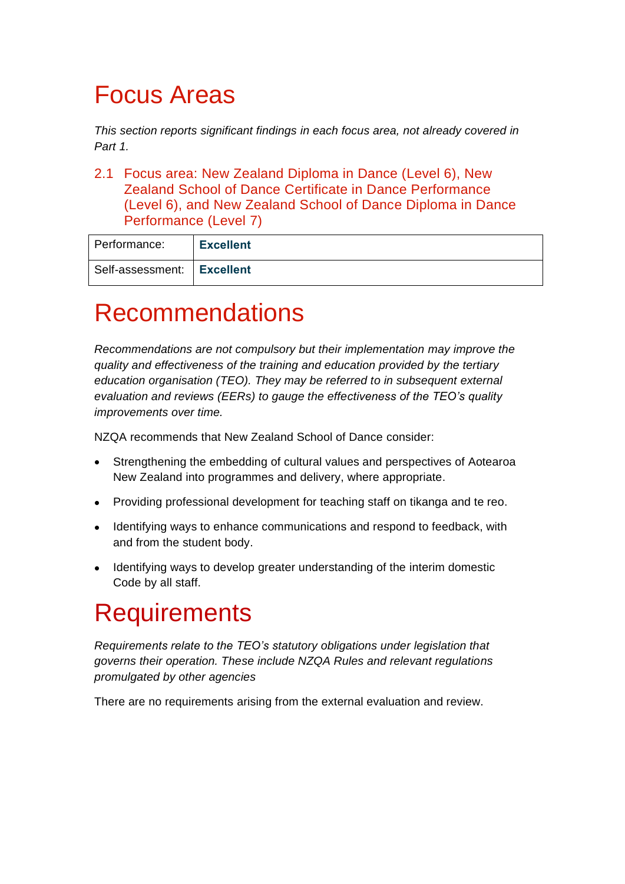# Focus Areas

*This section reports significant findings in each focus area, not already covered in Part 1.*

## 2.1 Focus area: New Zealand Diploma in Dance (Level 6), New Zealand School of Dance Certificate in Dance Performance (Level 6), and New Zealand School of Dance Diploma in Dance Performance (Level 7)

| Performance: | **Excellent** |
|---|---|
| Self-assessment: | **Excellent** |

# Recommendations

*Recommendations are not compulsory but their implementation may improve the quality and effectiveness of the training and education provided by the tertiary education organisation (TEO). They may be referred to in subsequent external evaluation and reviews (EERs) to gauge the effectiveness of the TEO's quality improvements over time.*

NZQA recommends that New Zealand School of Dance consider:

- Strengthening the embedding of cultural values and perspectives of Aotearoa New Zealand into programmes and delivery, where appropriate.
- Providing professional development for teaching staff on tikanga and te reo.
- Identifying ways to enhance communications and respond to feedback, with and from the student body.
- Identifying ways to develop greater understanding of the interim domestic Code by all staff.

# Requirements

*Requirements relate to the TEO's statutory obligations under legislation that governs their operation. These include NZQA Rules and relevant regulations promulgated by other agencies*

There are no requirements arising from the external evaluation and review.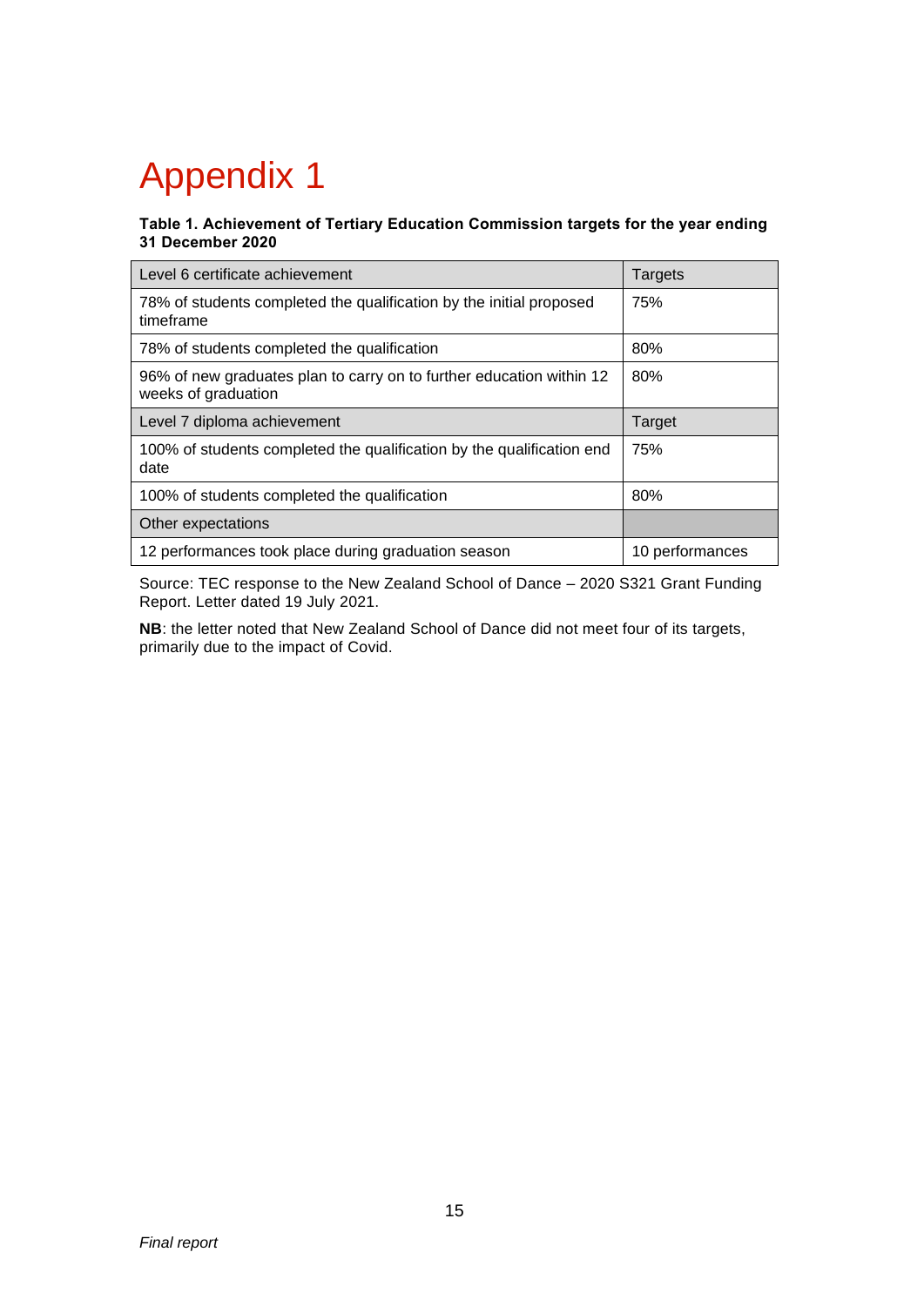# Appendix 1

**Table 1. Achievement of Tertiary Education Commission targets for the year ending 31 December 2020**

| Level 6 certificate achievement | Targets |
|---|---|
| 78% of students completed the qualification by the initial proposed timeframe | 75% |
| 78% of students completed the qualification | 80% |
| 96% of new graduates plan to carry on to further education within 12 weeks of graduation | 80% |
| Level 7 diploma achievement | Target |
| 100% of students completed the qualification by the qualification end date | 75% |
| 100% of students completed the qualification | 80% |
| Other expectations | |
| 12 performances took place during graduation season | 10 performances |

Source: TEC response to the New Zealand School of Dance – 2020 S321 Grant Funding Report. Letter dated 19 July 2021.

**NB**: the letter noted that New Zealand School of Dance did not meet four of its targets, primarily due to the impact of Covid.

*Final report*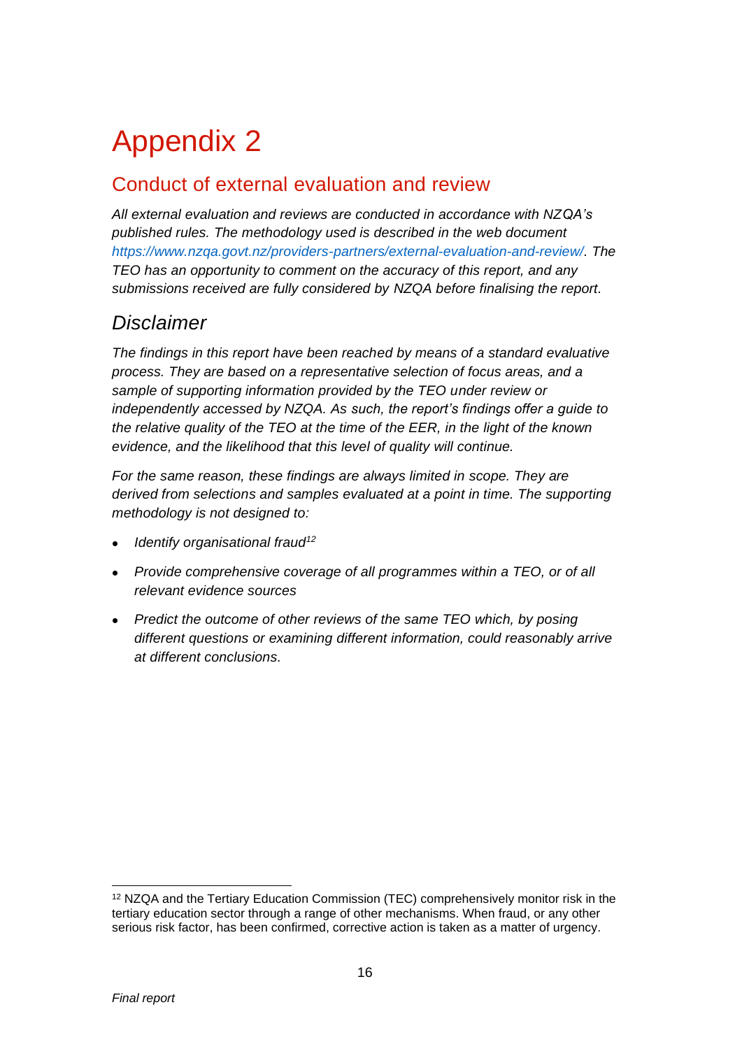# Appendix 2

## Conduct of external evaluation and review

*All external evaluation and reviews are conducted in accordance with NZQA's published rules. The methodology used is described in the web document https://www.nzqa.govt.nz/providers-partners/external-evaluation-and-review/. The TEO has an opportunity to comment on the accuracy of this report, and any submissions received are fully considered by NZQA before finalising the report.*

## *Disclaimer*

*The findings in this report have been reached by means of a standard evaluative process. They are based on a representative selection of focus areas, and a sample of supporting information provided by the TEO under review or independently accessed by NZQA. As such, the report's findings offer a guide to the relative quality of the TEO at the time of the EER, in the light of the known evidence, and the likelihood that this level of quality will continue.*

*For the same reason, these findings are always limited in scope. They are derived from selections and samples evaluated at a point in time. The supporting methodology is not designed to:*

- *Identify organisational fraud*[12]
- *Provide comprehensive coverage of all programmes within a TEO, or of all relevant evidence sources*
- *Predict the outcome of other reviews of the same TEO which, by posing different questions or examining different information, could reasonably arrive at different conclusions.*

---

[12] NZQA and the Tertiary Education Commission (TEC) comprehensively monitor risk in the tertiary education sector through a range of other mechanisms. When fraud, or any other serious risk factor, has been confirmed, corrective action is taken as a matter of urgency.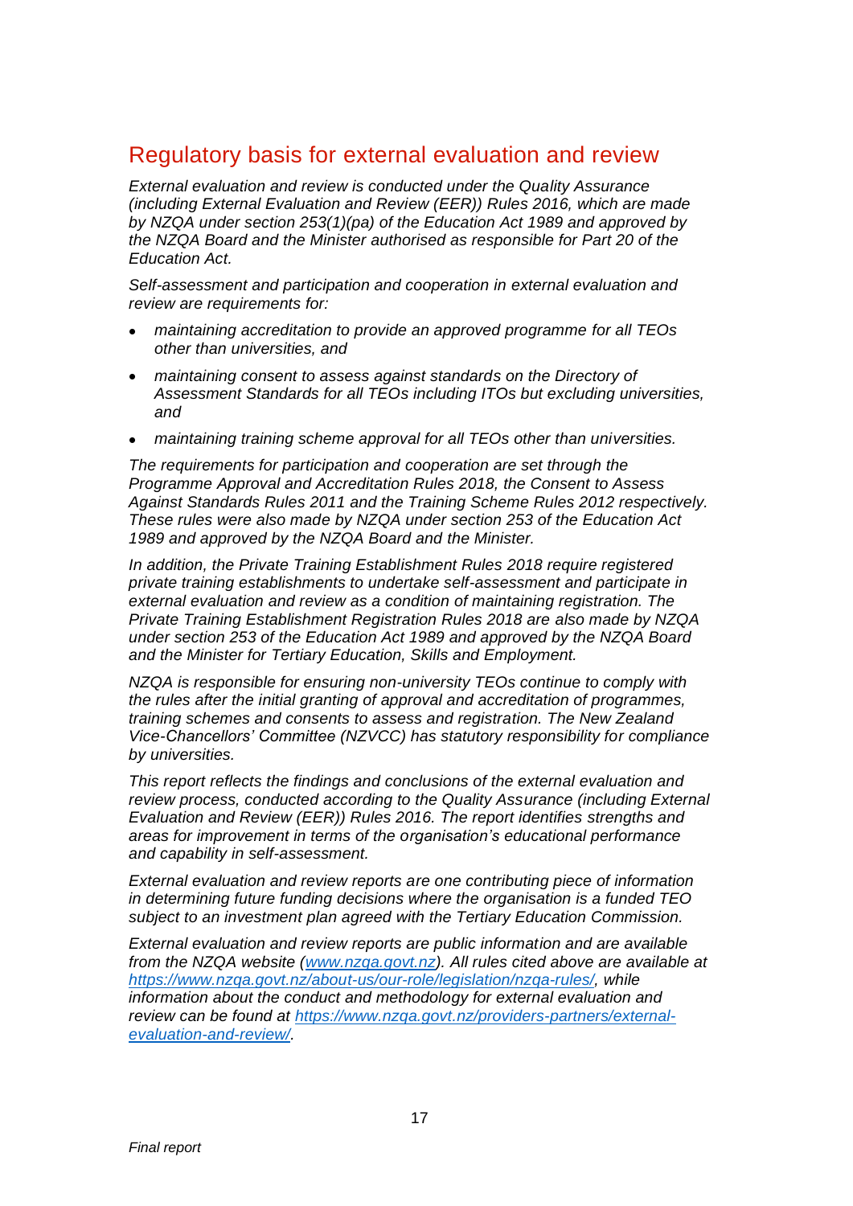## Regulatory basis for external evaluation and review

*External evaluation and review is conducted under the Quality Assurance (including External Evaluation and Review (EER)) Rules 2016, which are made by NZQA under section 253(1)(pa) of the Education Act 1989 and approved by the NZQA Board and the Minister authorised as responsible for Part 20 of the Education Act.*

*Self-assessment and participation and cooperation in external evaluation and review are requirements for:*

- *maintaining accreditation to provide an approved programme for all TEOs other than universities, and*
- *maintaining consent to assess against standards on the Directory of Assessment Standards for all TEOs including ITOs but excluding universities, and*
- *maintaining training scheme approval for all TEOs other than universities.*

*The requirements for participation and cooperation are set through the Programme Approval and Accreditation Rules 2018, the Consent to Assess Against Standards Rules 2011 and the Training Scheme Rules 2012 respectively. These rules were also made by NZQA under section 253 of the Education Act 1989 and approved by the NZQA Board and the Minister.*

*In addition, the Private Training Establishment Rules 2018 require registered private training establishments to undertake self-assessment and participate in external evaluation and review as a condition of maintaining registration. The Private Training Establishment Registration Rules 2018 are also made by NZQA under section 253 of the Education Act 1989 and approved by the NZQA Board and the Minister for Tertiary Education, Skills and Employment.*

*NZQA is responsible for ensuring non-university TEOs continue to comply with the rules after the initial granting of approval and accreditation of programmes, training schemes and consents to assess and registration. The New Zealand Vice-Chancellors' Committee (NZVCC) has statutory responsibility for compliance by universities.*

*This report reflects the findings and conclusions of the external evaluation and review process, conducted according to the Quality Assurance (including External Evaluation and Review (EER)) Rules 2016. The report identifies strengths and areas for improvement in terms of the organisation's educational performance and capability in self-assessment.*

*External evaluation and review reports are one contributing piece of information in determining future funding decisions where the organisation is a funded TEO subject to an investment plan agreed with the Tertiary Education Commission.*

*External evaluation and review reports are public information and are available from the NZQA website ([www.nzqa.govt.nz](www.nzqa.govt.nz)). All rules cited above are available at [https://www.nzqa.govt.nz/about-us/our-role/legislation/nzqa-rules/](https://www.nzqa.govt.nz/about-us/our-role/legislation/nzqa-rules/), while information about the conduct and methodology for external evaluation and review can be found at [https://www.nzqa.govt.nz/providers-partners/external-evaluation-and-review/](https://www.nzqa.govt.nz/providers-partners/external-evaluation-and-review/).*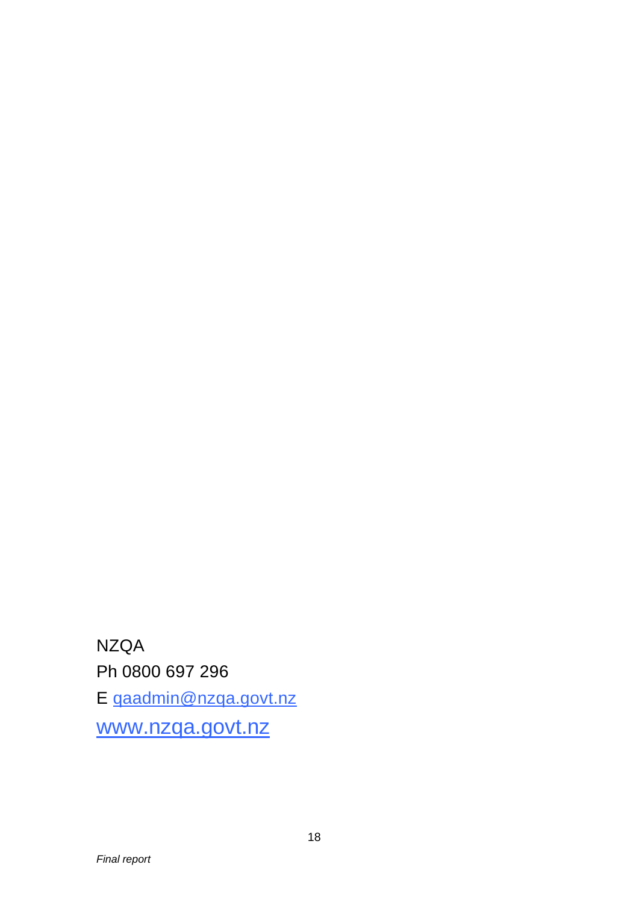NZQA

Ph 0800 697 296

E qaadmin@nzqa.govt.nz

www.nzqa.govt.nz